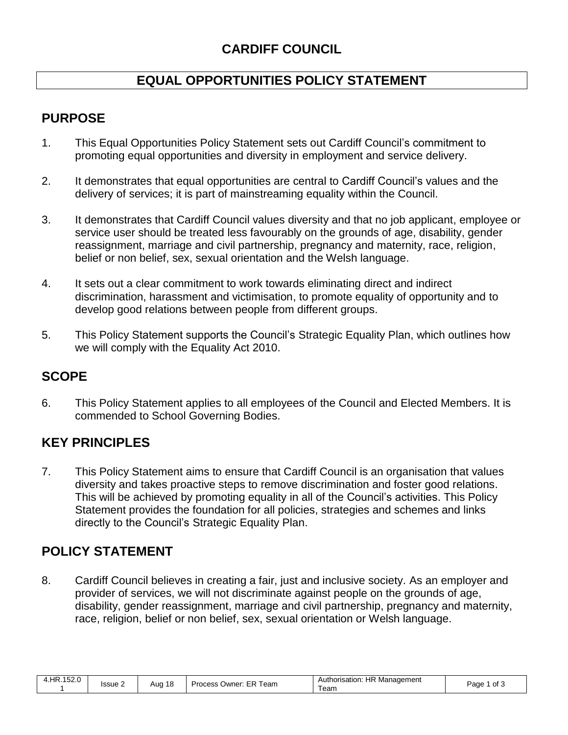# CARDIFF COUNCIL

## EQUAL OPPORTUNITIES POLICY STATEMENT

## PURPOSE

1. This Equal Opportunities Policy Statement sets out Cardiff Council's commitment to promoting equal opportunities and diversity in employment and service delivery.

2. It demonstrates that equal opportunities are central to Cardiff Council's values and the delivery of services; it is part of mainstreaming equality within the Council.

3. It demonstrates that Cardiff Council values diversity and that no job applicant, employee or service user should be treated less favourably on the grounds of age, disability, gender reassignment, marriage and civil partnership, pregnancy and maternity, race, religion, belief or non belief, sex, sexual orientation and the Welsh language.

4. It sets out a clear commitment to work towards eliminating direct and indirect discrimination, harassment and victimisation, to promote equality of opportunity and to develop good relations between people from different groups.

5. This Policy Statement supports the Council's Strategic Equality Plan, which outlines how we will comply with the Equality Act 2010.

## SCOPE

6. This Policy Statement applies to all employees of the Council and Elected Members. It is commended to School Governing Bodies.

## KEY PRINCIPLES

7. This Policy Statement aims to ensure that Cardiff Council is an organisation that values diversity and takes proactive steps to remove discrimination and foster good relations. This will be achieved by promoting equality in all of the Council's activities. This Policy Statement provides the foundation for all policies, strategies and schemes and links directly to the Council's Strategic Equality Plan.

## POLICY STATEMENT

8. Cardiff Council believes in creating a fair, just and inclusive society. As an employer and provider of services, we will not discriminate against people on the grounds of age, disability, gender reassignment, marriage and civil partnership, pregnancy and maternity, race, religion, belief or non belief, sex, sexual orientation or Welsh language.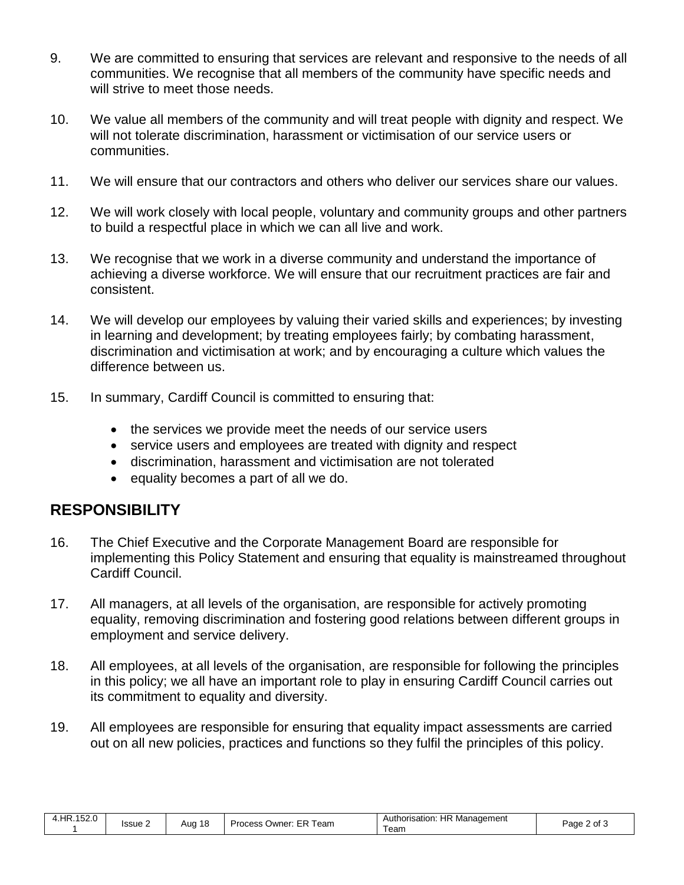9. We are committed to ensuring that services are relevant and responsive to the needs of all communities. We recognise that all members of the community have specific needs and will strive to meet those needs.

10. We value all members of the community and will treat people with dignity and respect. We will not tolerate discrimination, harassment or victimisation of our service users or communities.

11. We will ensure that our contractors and others who deliver our services share our values.

12. We will work closely with local people, voluntary and community groups and other partners to build a respectful place in which we can all live and work.

13. We recognise that we work in a diverse community and understand the importance of achieving a diverse workforce. We will ensure that our recruitment practices are fair and consistent.

14. We will develop our employees by valuing their varied skills and experiences; by investing in learning and development; by treating employees fairly; by combating harassment, discrimination and victimisation at work; and by encouraging a culture which values the difference between us.

15. In summary, Cardiff Council is committed to ensuring that:

    - the services we provide meet the needs of our service users
    - service users and employees are treated with dignity and respect
    - discrimination, harassment and victimisation are not tolerated
    - equality becomes a part of all we do.

## RESPONSIBILITY

16. The Chief Executive and the Corporate Management Board are responsible for implementing this Policy Statement and ensuring that equality is mainstreamed throughout Cardiff Council.

17. All managers, at all levels of the organisation, are responsible for actively promoting equality, removing discrimination and fostering good relations between different groups in employment and service delivery.

18. All employees, at all levels of the organisation, are responsible for following the principles in this policy; we all have an important role to play in ensuring Cardiff Council carries out its commitment to equality and diversity.

19. All employees are responsible for ensuring that equality impact assessments are carried out on all new policies, practices and functions so they fulfil the principles of this policy.

| 4.HR.152.01 | Issue 2 | Aug 18 | Process Owner: ER Team | Authorisation: HR Management Team |
|---|---|---|---|---|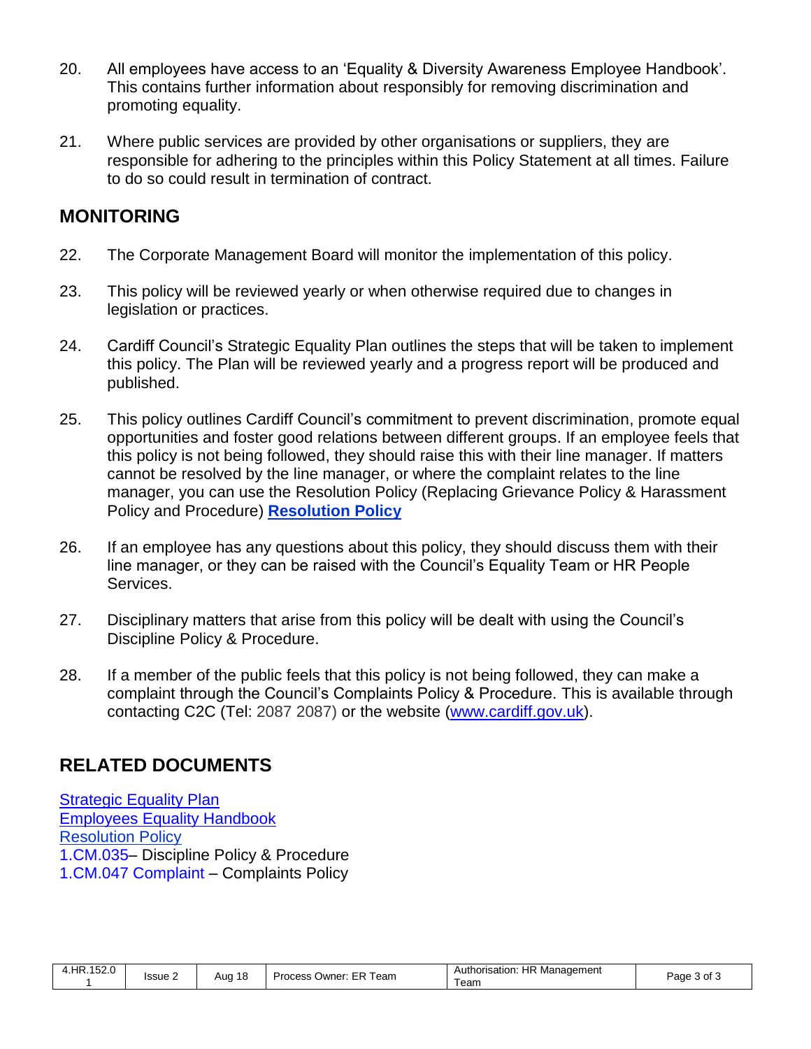20. All employees have access to an 'Equality & Diversity Awareness Employee Handbook'. This contains further information about responsibly for removing discrimination and promoting equality.

21. Where public services are provided by other organisations or suppliers, they are responsible for adhering to the principles within this Policy Statement at all times. Failure to do so could result in termination of contract.

## MONITORING

22. The Corporate Management Board will monitor the implementation of this policy.

23. This policy will be reviewed yearly or when otherwise required due to changes in legislation or practices.

24. Cardiff Council's Strategic Equality Plan outlines the steps that will be taken to implement this policy. The Plan will be reviewed yearly and a progress report will be produced and published.

25. This policy outlines Cardiff Council's commitment to prevent discrimination, promote equal opportunities and foster good relations between different groups. If an employee feels that this policy is not being followed, they should raise this with their line manager. If matters cannot be resolved by the line manager, or where the complaint relates to the line manager, you can use the Resolution Policy (Replacing Grievance Policy & Harassment Policy and Procedure) **Resolution Policy**

26. If an employee has any questions about this policy, they should discuss them with their line manager, or they can be raised with the Council's Equality Team or HR People Services.

27. Disciplinary matters that arise from this policy will be dealt with using the Council's Discipline Policy & Procedure.

28. If a member of the public feels that this policy is not being followed, they can make a complaint through the Council's Complaints Policy & Procedure. This is available through contacting C2C (Tel: 2087 2087) or the website (www.cardiff.gov.uk).

## RELATED DOCUMENTS

Strategic Equality Plan
Employees Equality Handbook
Resolution Policy
1.CM.035– Discipline Policy & Procedure
1.CM.047 Complaint – Complaints Policy

| | | | | | |
|---|---|---|---|---|---|
| 4.HR.152.01 | Issue 2 | Aug 18 | Process Owner: ER Team | Authorisation: HR Management Team | Page 3 of 3 |